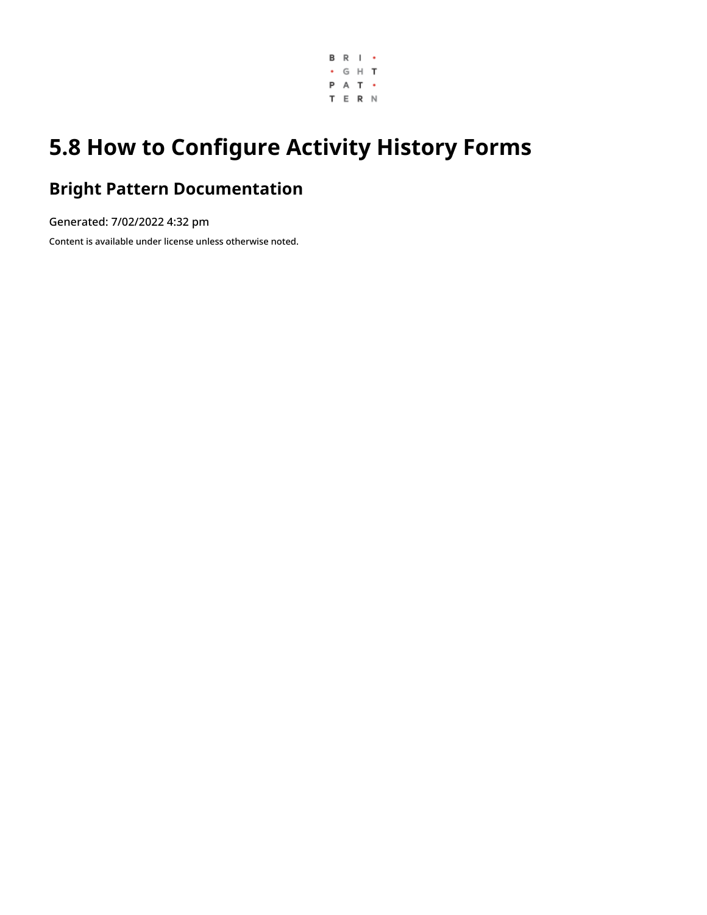# 5.8 How to Configure Activity History Forms

## Bright Pattern Documentation

Generated: 7/02/2022 4:32 pm

Content is available under license unless otherwise noted.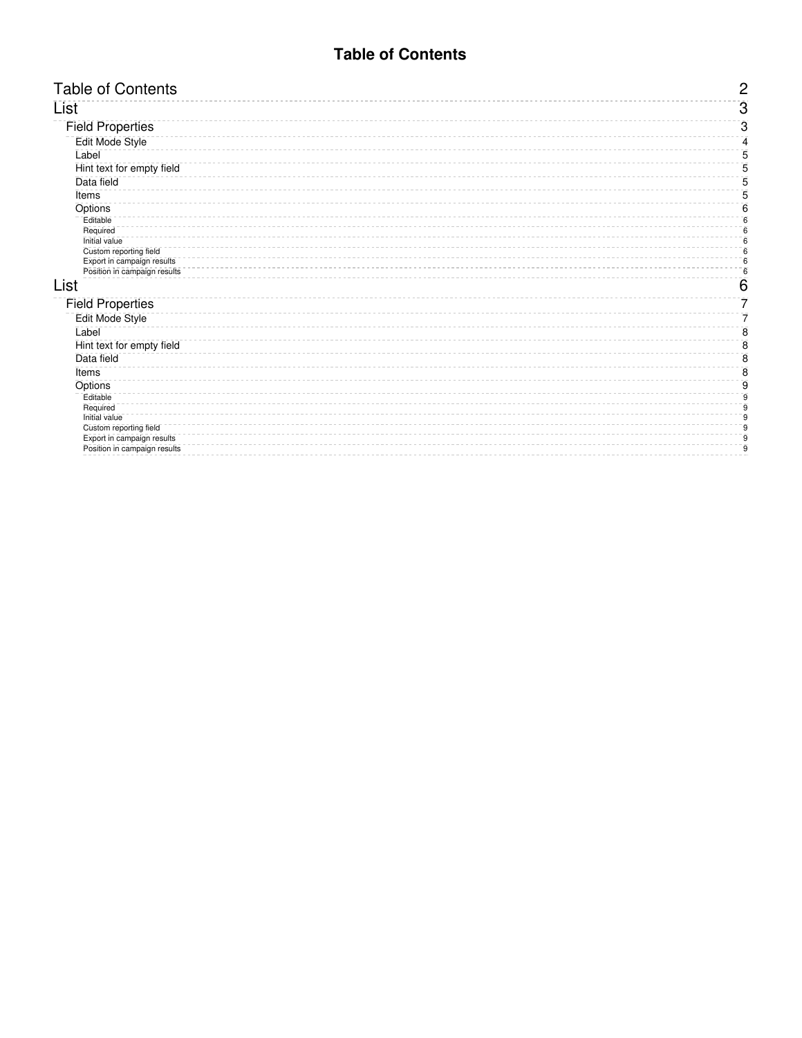# Table of Contents

- Table of Contents ........ 2
- List ........ 3
  - Field Properties ........ 3
    - Edit Mode Style ........ 4
    - Label ........ 5
    - Hint text for empty field ........ 5
    - Data field ........ 5
    - Items ........ 5
    - Options ........ 6
      - Editable ........ 6
      - Required ........ 6
      - Initial value ........ 6
      - Custom reporting field ........ 6
      - Export in campaign results ........ 6
      - Position in campaign results ........ 6
- List ........ 6
  - Field Properties ........ 7
    - Edit Mode Style ........ 7
    - Label ........ 8
    - Hint text for empty field ........ 8
    - Data field ........ 8
    - Items ........ 8
    - Options ........ 9
      - Editable ........ 9
      - Required ........ 9
      - Initial value ........ 9
      - Custom reporting field ........ 9
      - Export in campaign results ........ 9
      - Position in campaign results ........ 9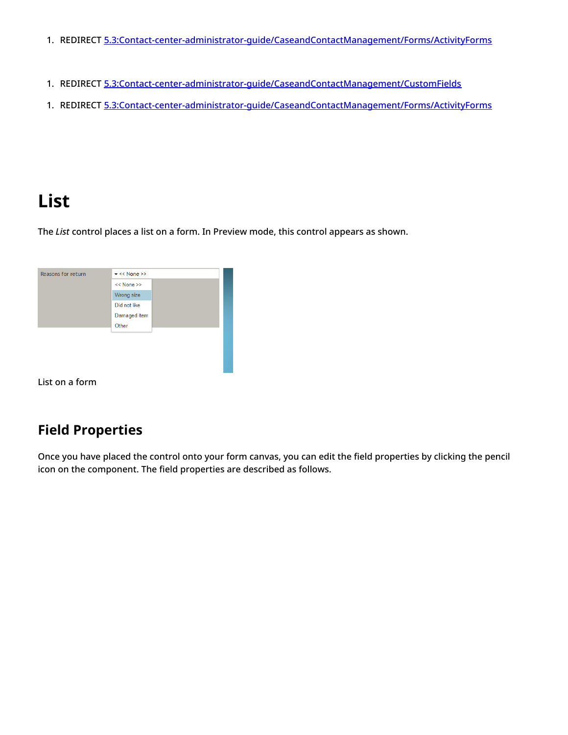1. REDIRECT 5.3:Contact-center-administrator-guide/CaseandContactManagement/Forms/ActivityForms

1. REDIRECT 5.3:Contact-center-administrator-guide/CaseandContactManagement/CustomFields

1. REDIRECT 5.3:Contact-center-administrator-guide/CaseandContactManagement/Forms/ActivityForms

# List

The *List* control places a list on a form. In Preview mode, this control appears as shown.

List on a form

## Field Properties

Once you have placed the control onto your form canvas, you can edit the field properties by clicking the pencil icon on the component. The field properties are described as follows.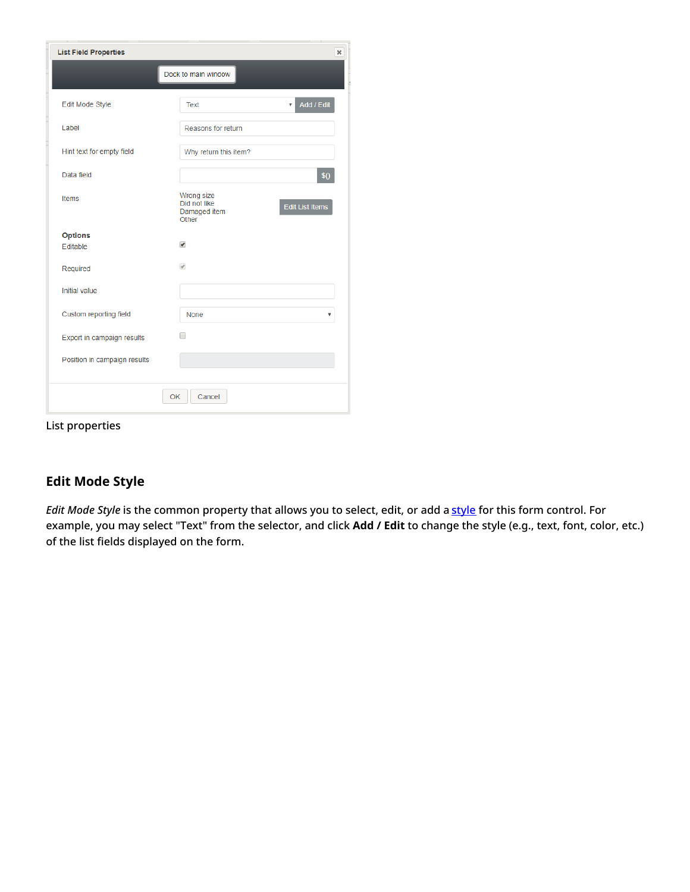List properties

## Edit Mode Style

*Edit Mode Style* is the common property that allows you to select, edit, or add a style for this form control. For example, you may select "Text" from the selector, and click **Add / Edit** to change the style (e.g., text, font, color, etc.) of the list fields displayed on the form.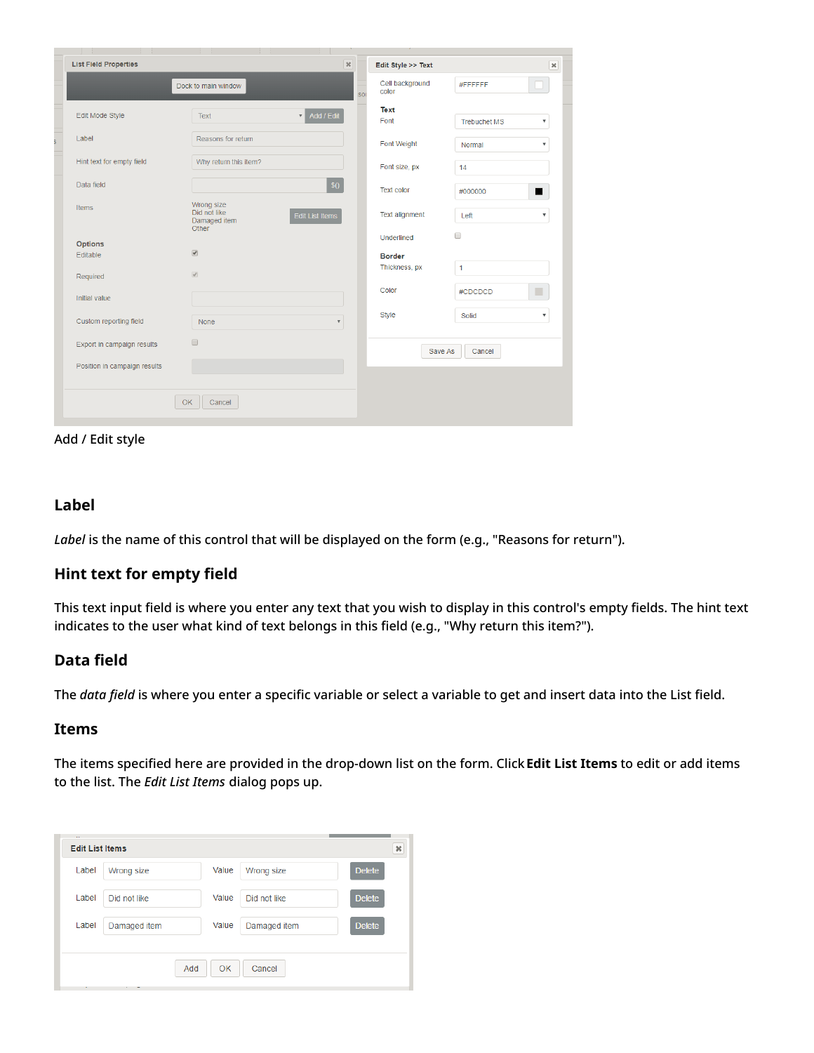Add / Edit style

## Label

*Label* is the name of this control that will be displayed on the form (e.g., "Reasons for return").

## Hint text for empty field

This text input field is where you enter any text that you wish to display in this control's empty fields. The hint text indicates to the user what kind of text belongs in this field (e.g., "Why return this item?").

## Data field

The *data field* is where you enter a specific variable or select a variable to get and insert data into the List field.

## Items

The items specified here are provided in the drop-down list on the form. Click **Edit List Items** to edit or add items to the list. The *Edit List Items* dialog pops up.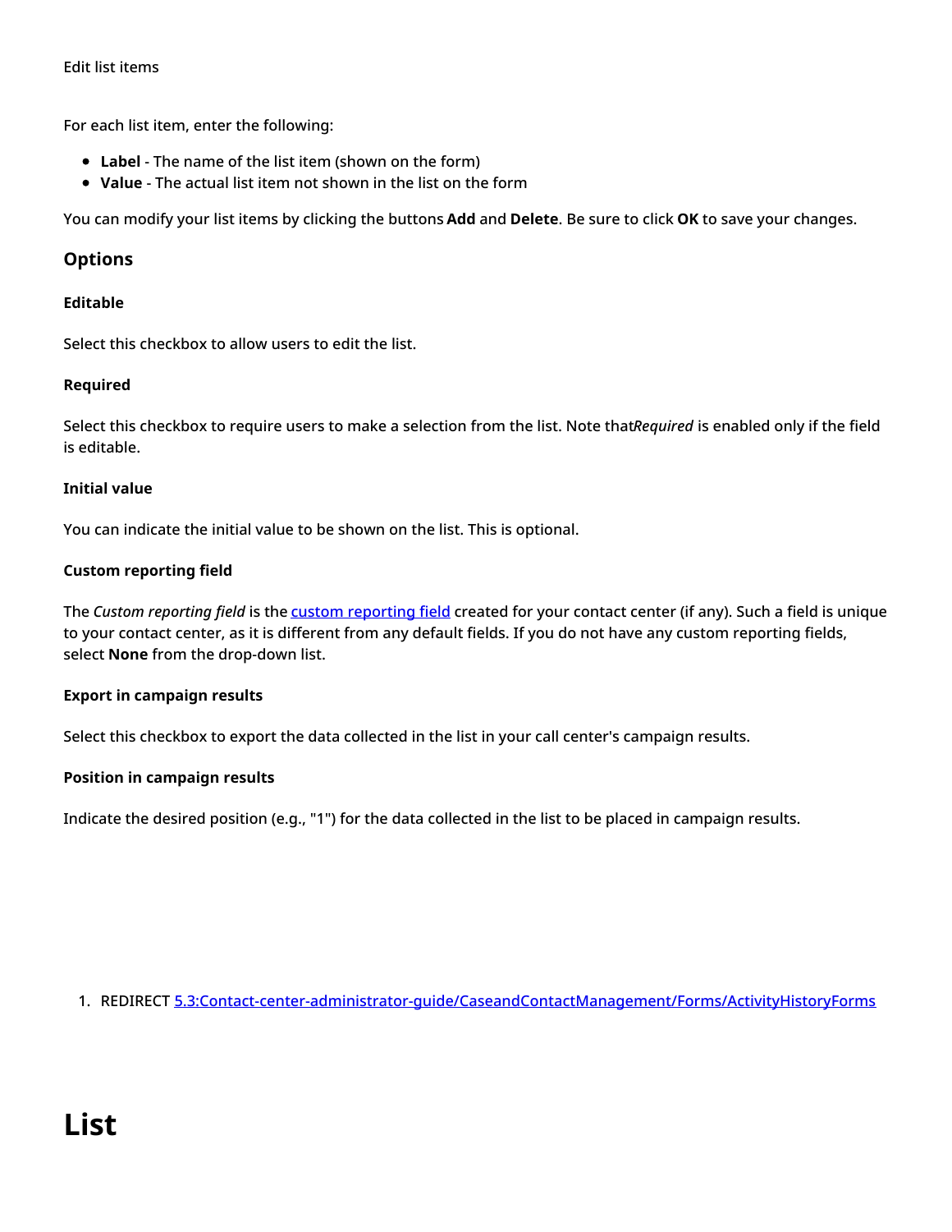Edit list items

For each list item, enter the following:

- **Label** - The name of the list item (shown on the form)
- **Value** - The actual list item not shown in the list on the form

You can modify your list items by clicking the buttons **Add** and **Delete**. Be sure to click **OK** to save your changes.

## Options

#### Editable

Select this checkbox to allow users to edit the list.

#### Required

Select this checkbox to require users to make a selection from the list. Note that*Required* is enabled only if the field is editable.

#### Initial value

You can indicate the initial value to be shown on the list. This is optional.

#### Custom reporting field

The *Custom reporting field* is the custom reporting field created for your contact center (if any). Such a field is unique to your contact center, as it is different from any default fields. If you do not have any custom reporting fields, select **None** from the drop-down list.

#### Export in campaign results

Select this checkbox to export the data collected in the list in your call center's campaign results.

#### Position in campaign results

Indicate the desired position (e.g., "1") for the data collected in the list to be placed in campaign results.

1. REDIRECT 5.3:Contact-center-administrator-guide/CaseandContactManagement/Forms/ActivityHistoryForms

# List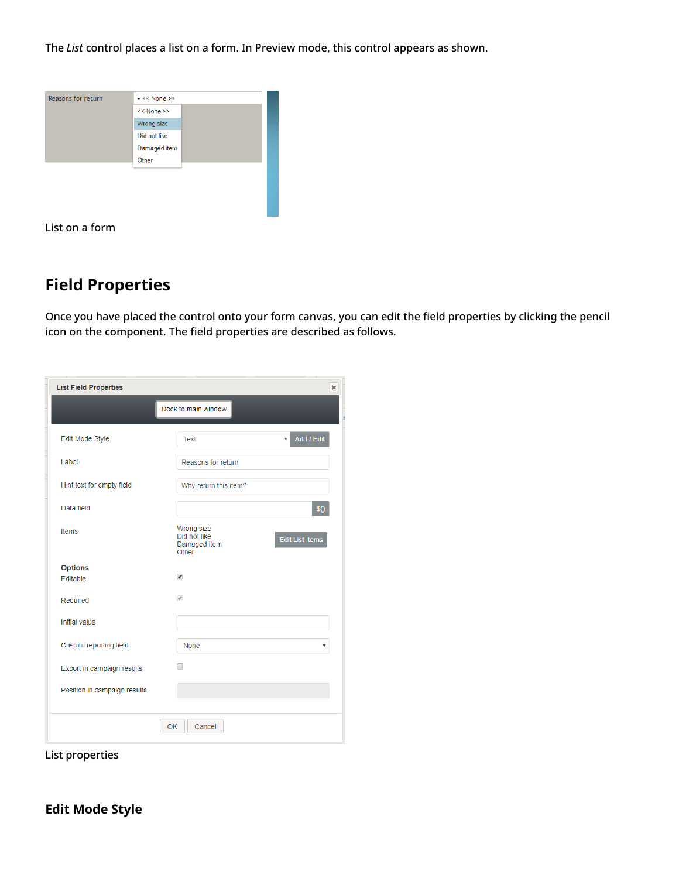The *List* control places a list on a form. In Preview mode, this control appears as shown.

List on a form

## Field Properties

Once you have placed the control onto your form canvas, you can edit the field properties by clicking the pencil icon on the component. The field properties are described as follows.

List properties

### Edit Mode Style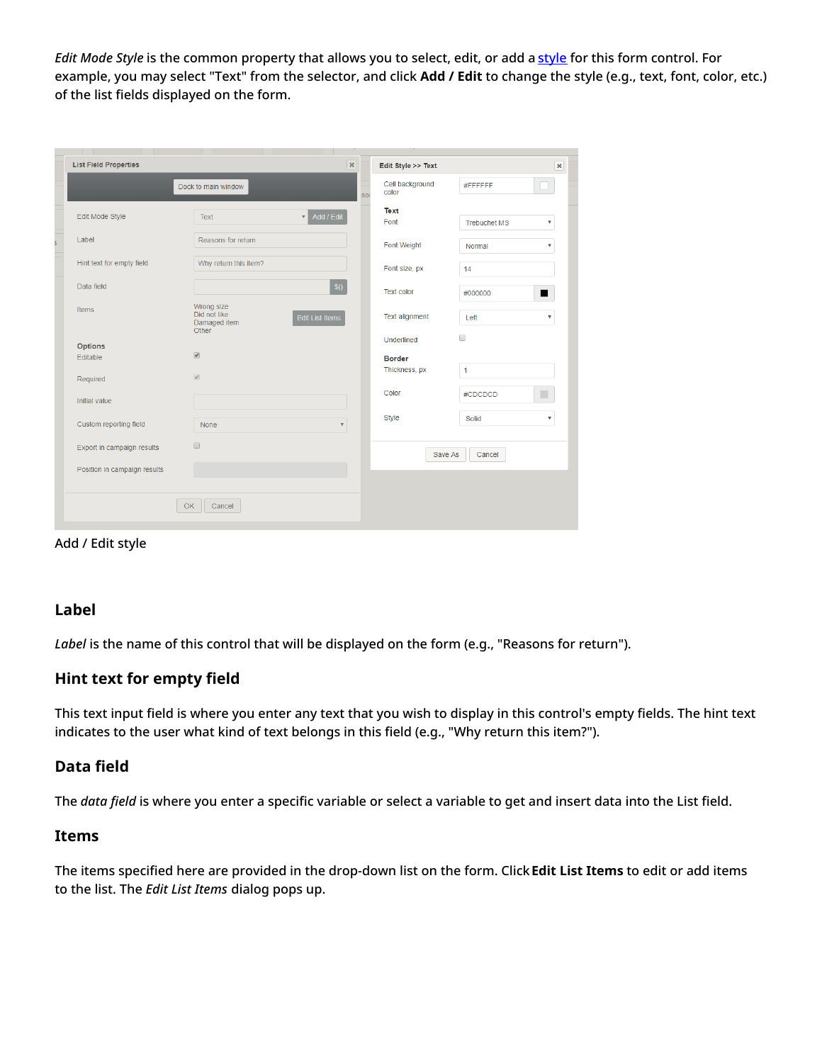*Edit Mode Style* is the common property that allows you to select, edit, or add a style for this form control. For example, you may select "Text" from the selector, and click **Add / Edit** to change the style (e.g., text, font, color, etc.) of the list fields displayed on the form.

Add / Edit style

### Label

*Label* is the name of this control that will be displayed on the form (e.g., "Reasons for return").

### Hint text for empty field

This text input field is where you enter any text that you wish to display in this control's empty fields. The hint text indicates to the user what kind of text belongs in this field (e.g., "Why return this item?").

### Data field

The *data field* is where you enter a specific variable or select a variable to get and insert data into the List field.

### Items

The items specified here are provided in the drop-down list on the form. Click **Edit List Items** to edit or add items to the list. The *Edit List Items* dialog pops up.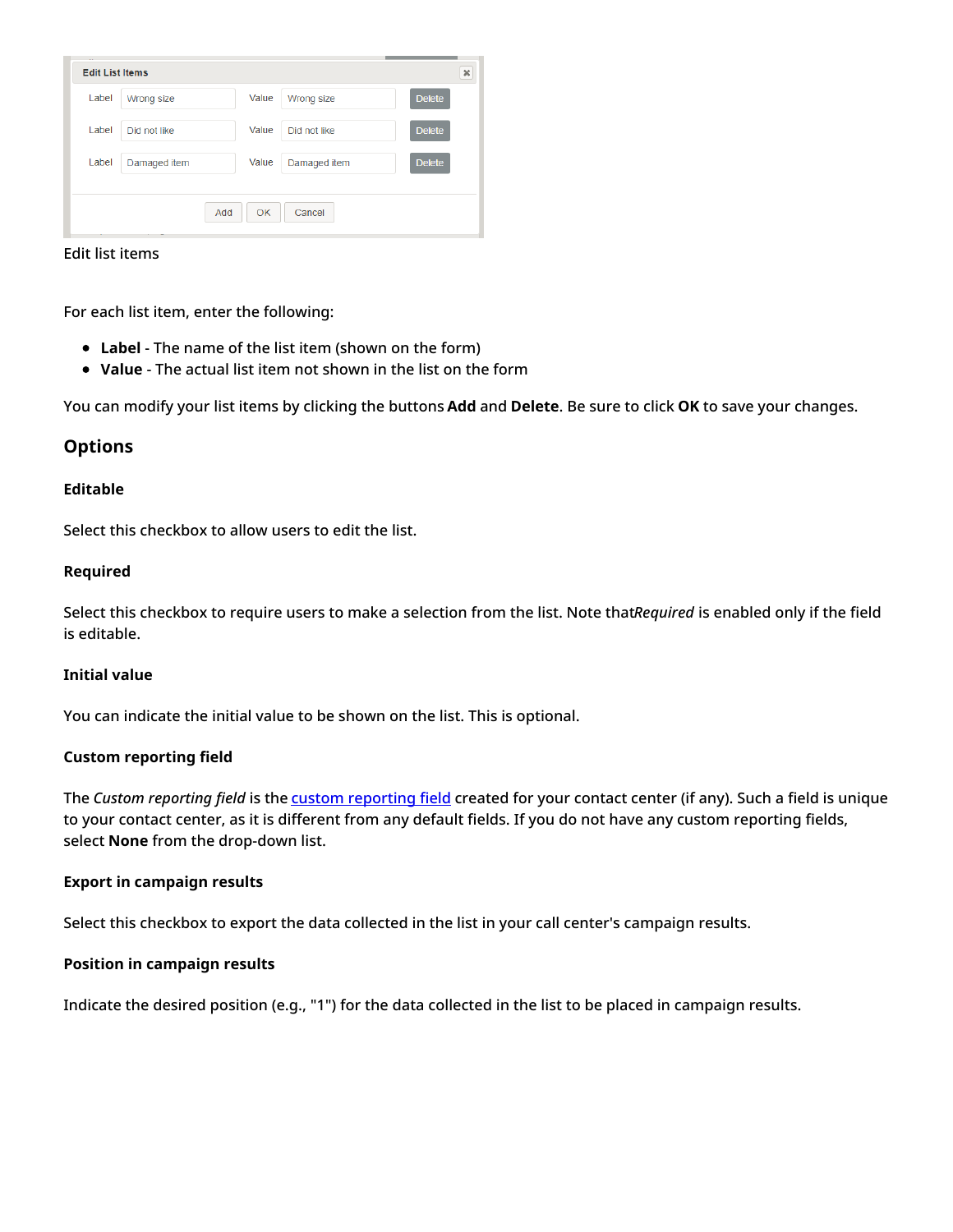Edit list items

For each list item, enter the following:

- **Label** - The name of the list item (shown on the form)
- **Value** - The actual list item not shown in the list on the form

You can modify your list items by clicking the buttons **Add** and **Delete**. Be sure to click **OK** to save your changes.

## Options

#### Editable

Select this checkbox to allow users to edit the list.

#### Required

Select this checkbox to require users to make a selection from the list. Note that*Required* is enabled only if the field is editable.

#### Initial value

You can indicate the initial value to be shown on the list. This is optional.

#### Custom reporting field

The *Custom reporting field* is the custom reporting field created for your contact center (if any). Such a field is unique to your contact center, as it is different from any default fields. If you do not have any custom reporting fields, select **None** from the drop-down list.

#### Export in campaign results

Select this checkbox to export the data collected in the list in your call center's campaign results.

#### Position in campaign results

Indicate the desired position (e.g., "1") for the data collected in the list to be placed in campaign results.